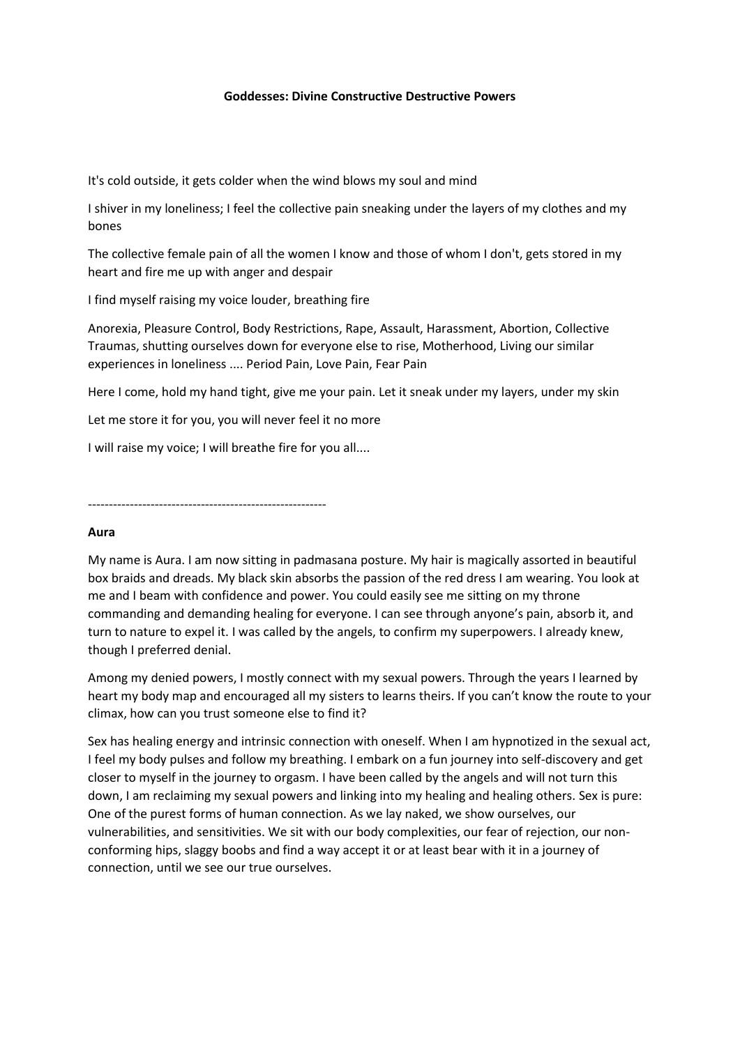**Goddesses: Divine Constructive Destructive Powers**

It's cold outside, it gets colder when the wind blows my soul and mind

I shiver in my loneliness; I feel the collective pain sneaking under the layers of my clothes and my bones

The collective female pain of all the women I know and those of whom I don't, gets stored in my heart and fire me up with anger and despair

I find myself raising my voice louder, breathing fire

Anorexia, Pleasure Control, Body Restrictions, Rape, Assault, Harassment, Abortion, Collective Traumas, shutting ourselves down for everyone else to rise, Motherhood, Living our similar experiences in loneliness .... Period Pain, Love Pain, Fear Pain

Here I come, hold my hand tight, give me your pain. Let it sneak under my layers, under my skin

Let me store it for you, you will never feel it no more

I will raise my voice; I will breathe fire for you all....

---------------------------------------------------------

**Aura**

My name is Aura. I am now sitting in padmasana posture. My hair is magically assorted in beautiful box braids and dreads. My black skin absorbs the passion of the red dress I am wearing. You look at me and I beam with confidence and power. You could easily see me sitting on my throne commanding and demanding healing for everyone. I can see through anyone's pain, absorb it, and turn to nature to expel it. I was called by the angels, to confirm my superpowers. I already knew, though I preferred denial.

Among my denied powers, I mostly connect with my sexual powers. Through the years I learned by heart my body map and encouraged all my sisters to learns theirs. If you can't know the route to your climax, how can you trust someone else to find it?

Sex has healing energy and intrinsic connection with oneself. When I am hypnotized in the sexual act, I feel my body pulses and follow my breathing. I embark on a fun journey into self-discovery and get closer to myself in the journey to orgasm. I have been called by the angels and will not turn this down, I am reclaiming my sexual powers and linking into my healing and healing others. Sex is pure: One of the purest forms of human connection. As we lay naked, we show ourselves, our vulnerabilities, and sensitivities. We sit with our body complexities, our fear of rejection, our non-conforming hips, slaggy boobs and find a way accept it or at least bear with it in a journey of connection, until we see our true ourselves.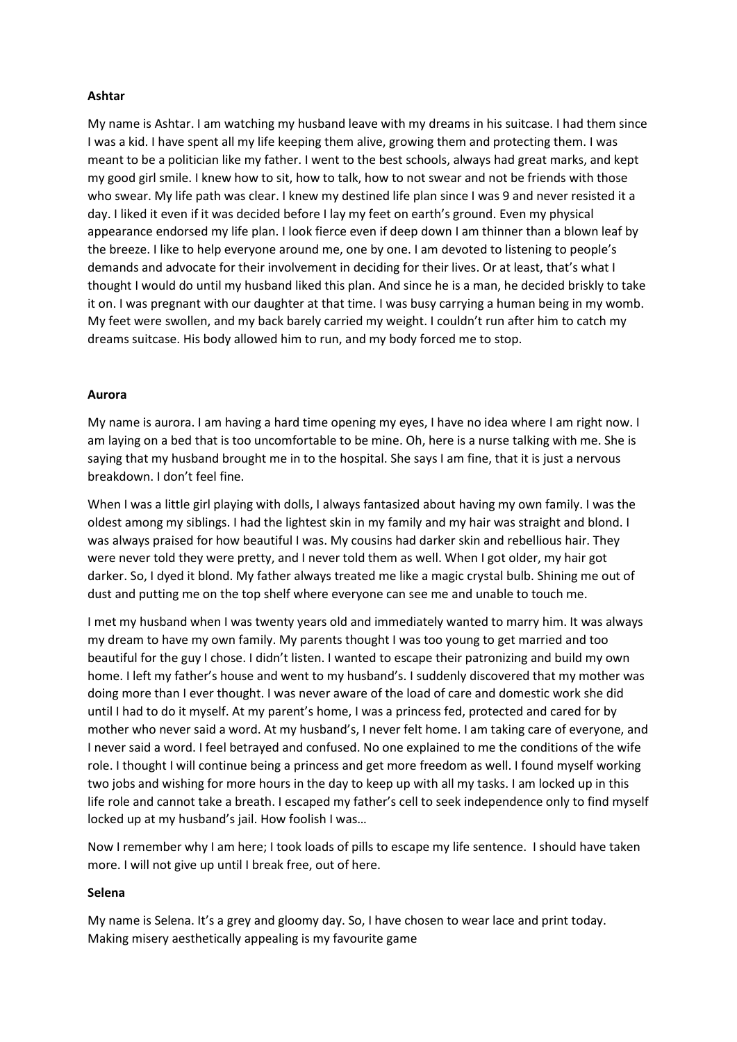**Ashtar**

My name is Ashtar. I am watching my husband leave with my dreams in his suitcase. I had them since I was a kid. I have spent all my life keeping them alive, growing them and protecting them. I was meant to be a politician like my father. I went to the best schools, always had great marks, and kept my good girl smile. I knew how to sit, how to talk, how to not swear and not be friends with those who swear. My life path was clear. I knew my destined life plan since I was 9 and never resisted it a day. I liked it even if it was decided before I lay my feet on earth's ground. Even my physical appearance endorsed my life plan. I look fierce even if deep down I am thinner than a blown leaf by the breeze. I like to help everyone around me, one by one. I am devoted to listening to people's demands and advocate for their involvement in deciding for their lives. Or at least, that's what I thought I would do until my husband liked this plan. And since he is a man, he decided briskly to take it on. I was pregnant with our daughter at that time. I was busy carrying a human being in my womb. My feet were swollen, and my back barely carried my weight. I couldn't run after him to catch my dreams suitcase. His body allowed him to run, and my body forced me to stop.

**Aurora**

My name is aurora. I am having a hard time opening my eyes, I have no idea where I am right now. I am laying on a bed that is too uncomfortable to be mine. Oh, here is a nurse talking with me. She is saying that my husband brought me in to the hospital. She says I am fine, that it is just a nervous breakdown. I don't feel fine.

When I was a little girl playing with dolls, I always fantasized about having my own family. I was the oldest among my siblings. I had the lightest skin in my family and my hair was straight and blond. I was always praised for how beautiful I was. My cousins had darker skin and rebellious hair. They were never told they were pretty, and I never told them as well. When I got older, my hair got darker. So, I dyed it blond. My father always treated me like a magic crystal bulb. Shining me out of dust and putting me on the top shelf where everyone can see me and unable to touch me.

I met my husband when I was twenty years old and immediately wanted to marry him. It was always my dream to have my own family. My parents thought I was too young to get married and too beautiful for the guy I chose. I didn't listen. I wanted to escape their patronizing and build my own home. I left my father's house and went to my husband's. I suddenly discovered that my mother was doing more than I ever thought. I was never aware of the load of care and domestic work she did until I had to do it myself. At my parent's home, I was a princess fed, protected and cared for by mother who never said a word. At my husband's, I never felt home. I am taking care of everyone, and I never said a word. I feel betrayed and confused. No one explained to me the conditions of the wife role. I thought I will continue being a princess and get more freedom as well. I found myself working two jobs and wishing for more hours in the day to keep up with all my tasks. I am locked up in this life role and cannot take a breath. I escaped my father's cell to seek independence only to find myself locked up at my husband's jail. How foolish I was…

Now I remember why I am here; I took loads of pills to escape my life sentence. I should have taken more. I will not give up until I break free, out of here.

**Selena**

My name is Selena. It's a grey and gloomy day. So, I have chosen to wear lace and print today. Making misery aesthetically appealing is my favourite game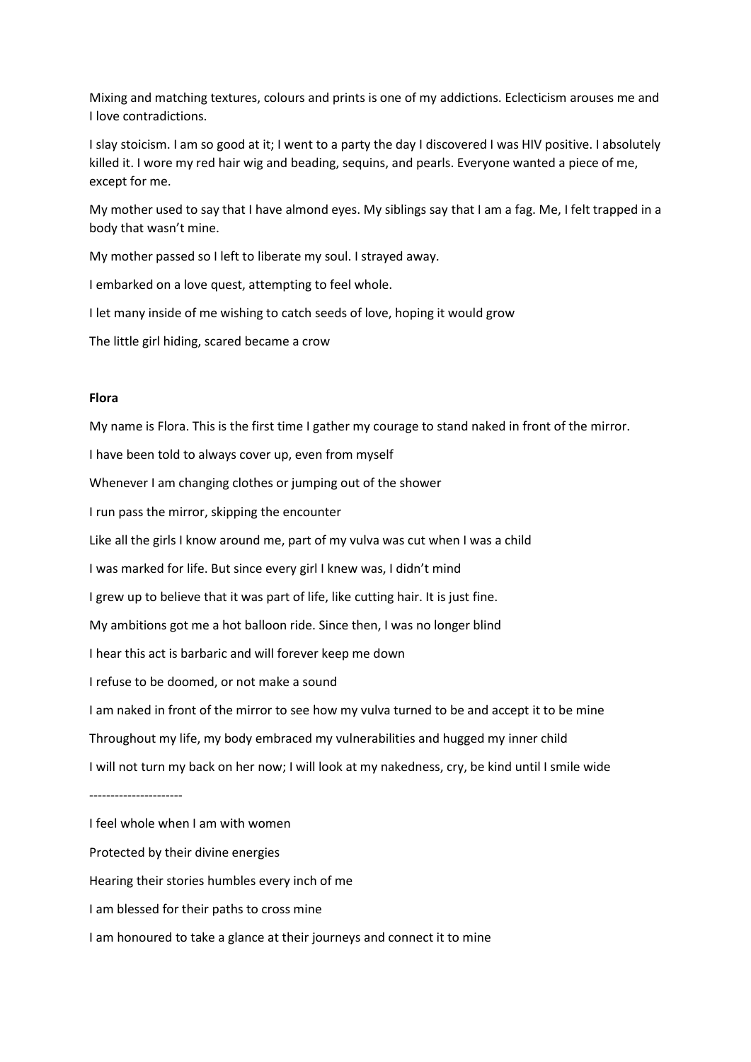Mixing and matching textures, colours and prints is one of my addictions. Eclecticism arouses me and I love contradictions.

I slay stoicism. I am so good at it; I went to a party the day I discovered I was HIV positive. I absolutely killed it. I wore my red hair wig and beading, sequins, and pearls. Everyone wanted a piece of me, except for me.

My mother used to say that I have almond eyes. My siblings say that I am a fag. Me, I felt trapped in a body that wasn't mine.

My mother passed so I left to liberate my soul. I strayed away.

I embarked on a love quest, attempting to feel whole.

I let many inside of me wishing to catch seeds of love, hoping it would grow

The little girl hiding, scared became a crow

**Flora**

My name is Flora. This is the first time I gather my courage to stand naked in front of the mirror.

I have been told to always cover up, even from myself

Whenever I am changing clothes or jumping out of the shower

I run pass the mirror, skipping the encounter

Like all the girls I know around me, part of my vulva was cut when I was a child

I was marked for life. But since every girl I knew was, I didn't mind

I grew up to believe that it was part of life, like cutting hair. It is just fine.

My ambitions got me a hot balloon ride. Since then, I was no longer blind

I hear this act is barbaric and will forever keep me down

I refuse to be doomed, or not make a sound

I am naked in front of the mirror to see how my vulva turned to be and accept it to be mine

Throughout my life, my body embraced my vulnerabilities and hugged my inner child

I will not turn my back on her now; I will look at my nakedness, cry, be kind until I smile wide

----------------------

I feel whole when I am with women

Protected by their divine energies

Hearing their stories humbles every inch of me

I am blessed for their paths to cross mine

I am honoured to take a glance at their journeys and connect it to mine